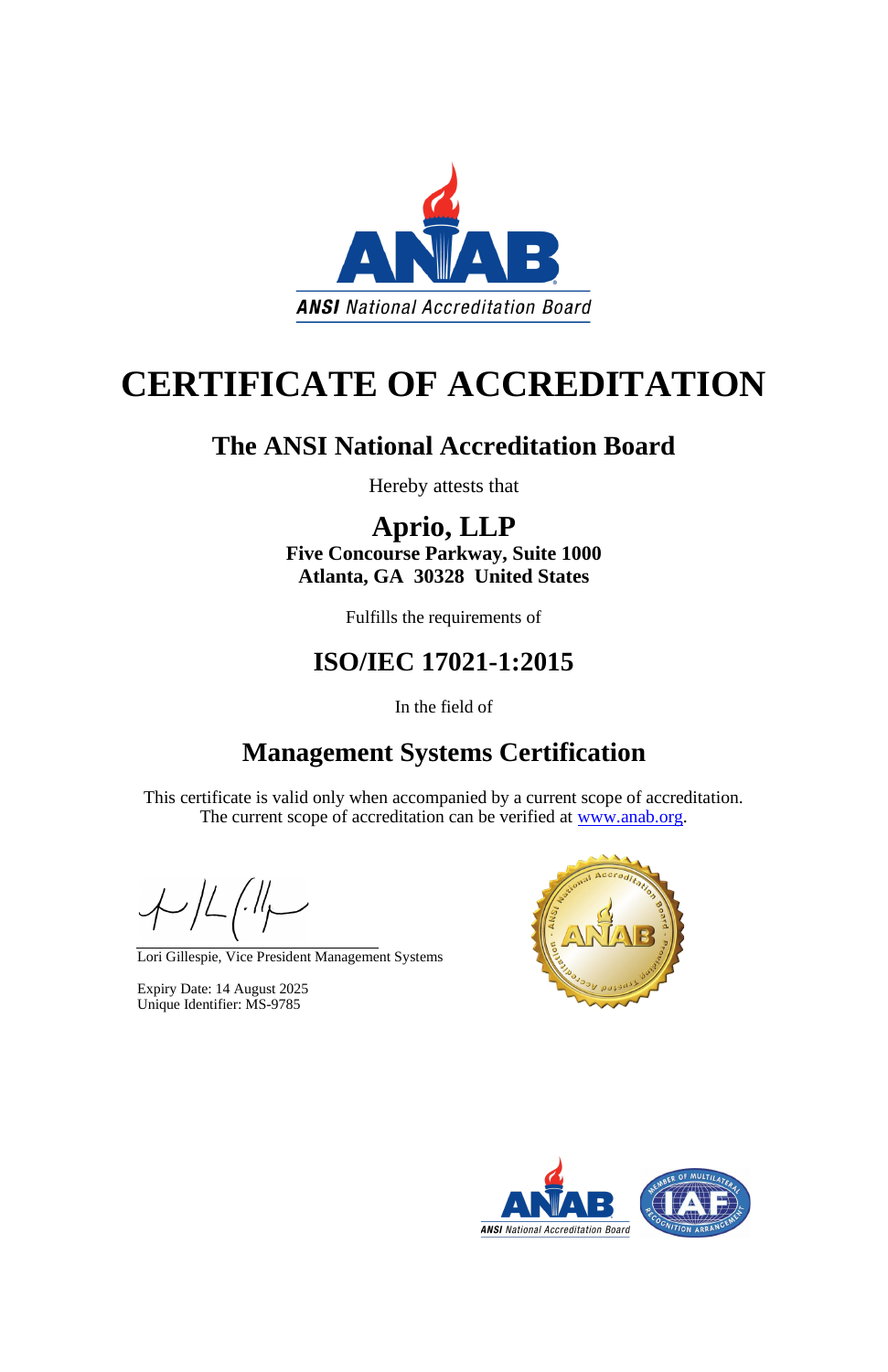# CERTIFICATE OF ACCREDITATION

## The ANSI National Accreditation Board

Hereby attests that

## Aprio, LLP

**Five Concourse Parkway, Suite 1000**
**Atlanta, GA 30328 United States**

Fulfills the requirements of

## ISO/IEC 17021-1:2015

In the field of

## Management Systems Certification

This certificate is valid only when accompanied by a current scope of accreditation.
The current scope of accreditation can be verified at [www.anab.org](http://www.anab.org).

Lori Gillespie, Vice President Management Systems

Expiry Date: 14 August 2025
Unique Identifier: MS-9785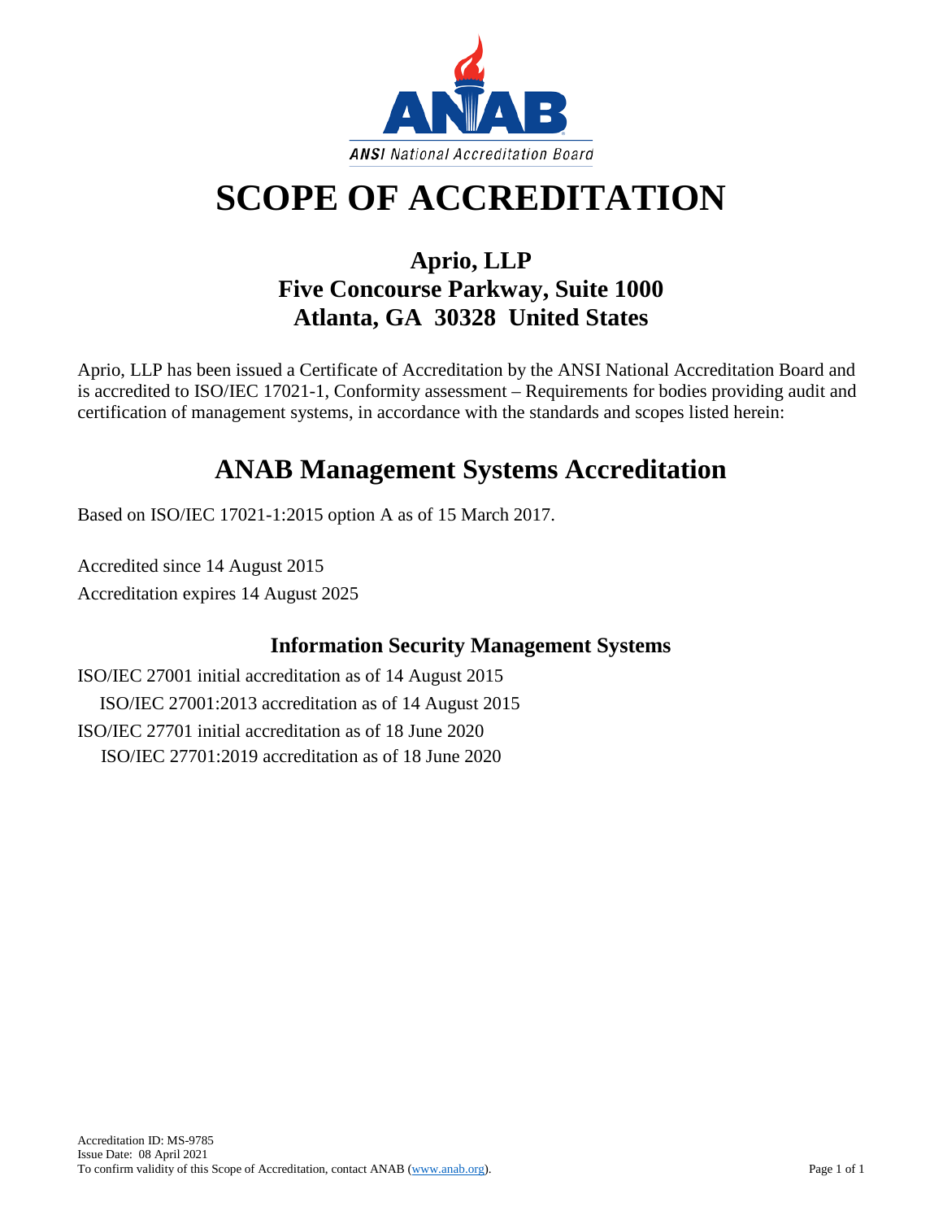# SCOPE OF ACCREDITATION

## Aprio, LLP
## Five Concourse Parkway, Suite 1000
## Atlanta, GA 30328 United States

Aprio, LLP has been issued a Certificate of Accreditation by the ANSI National Accreditation Board and is accredited to ISO/IEC 17021-1, Conformity assessment – Requirements for bodies providing audit and certification of management systems, in accordance with the standards and scopes listed herein:

## ANAB Management Systems Accreditation

Based on ISO/IEC 17021-1:2015 option A as of 15 March 2017.

Accredited since 14 August 2015
Accreditation expires 14 August 2025

### Information Security Management Systems

ISO/IEC 27001 initial accreditation as of 14 August 2015
- ISO/IEC 27001:2013 accreditation as of 14 August 2015

ISO/IEC 27701 initial accreditation as of 18 June 2020
- ISO/IEC 27701:2019 accreditation as of 18 June 2020

Accreditation ID: MS-9785
Issue Date: 08 April 2021
To confirm validity of this Scope of Accreditation, contact ANAB (www.anab.org).